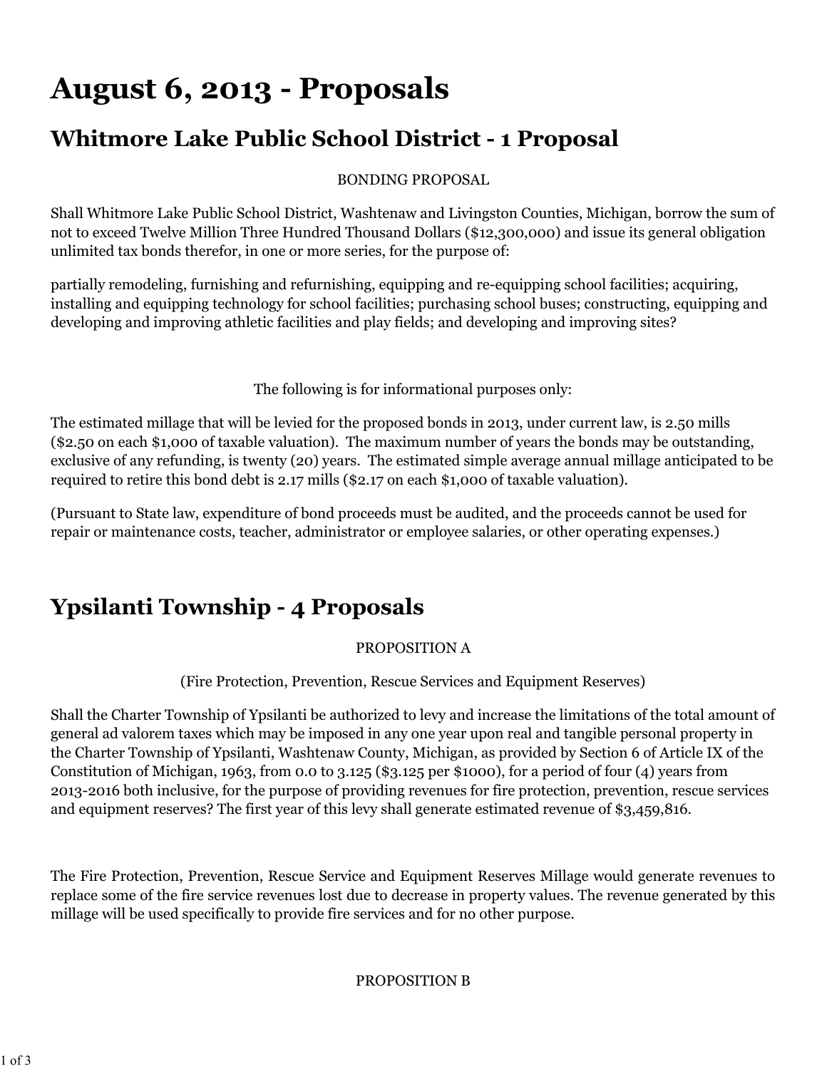# August 6, 2013 - Proposals

## Whitmore Lake Public School District - 1 Proposal

BONDING PROPOSAL

Shall Whitmore Lake Public School District, Washtenaw and Livingston Counties, Michigan, borrow the sum of not to exceed Twelve Million Three Hundred Thousand Dollars ($12,300,000) and issue its general obligation unlimited tax bonds therefor, in one or more series, for the purpose of:

partially remodeling, furnishing and refurnishing, equipping and re-equipping school facilities; acquiring, installing and equipping technology for school facilities; purchasing school buses; constructing, equipping and developing and improving athletic facilities and play fields; and developing and improving sites?

The following is for informational purposes only:

The estimated millage that will be levied for the proposed bonds in 2013, under current law, is 2.50 mills ($2.50 on each $1,000 of taxable valuation). The maximum number of years the bonds may be outstanding, exclusive of any refunding, is twenty (20) years. The estimated simple average annual millage anticipated to be required to retire this bond debt is 2.17 mills ($2.17 on each $1,000 of taxable valuation).

(Pursuant to State law, expenditure of bond proceeds must be audited, and the proceeds cannot be used for repair or maintenance costs, teacher, administrator or employee salaries, or other operating expenses.)

## Ypsilanti Township - 4 Proposals

PROPOSITION A

(Fire Protection, Prevention, Rescue Services and Equipment Reserves)

Shall the Charter Township of Ypsilanti be authorized to levy and increase the limitations of the total amount of general ad valorem taxes which may be imposed in any one year upon real and tangible personal property in the Charter Township of Ypsilanti, Washtenaw County, Michigan, as provided by Section 6 of Article IX of the Constitution of Michigan, 1963, from 0.0 to 3.125 ($3.125 per $1000), for a period of four (4) years from 2013-2016 both inclusive, for the purpose of providing revenues for fire protection, prevention, rescue services and equipment reserves? The first year of this levy shall generate estimated revenue of $3,459,816.

The Fire Protection, Prevention, Rescue Service and Equipment Reserves Millage would generate revenues to replace some of the fire service revenues lost due to decrease in property values. The revenue generated by this millage will be used specifically to provide fire services and for no other purpose.

PROPOSITION B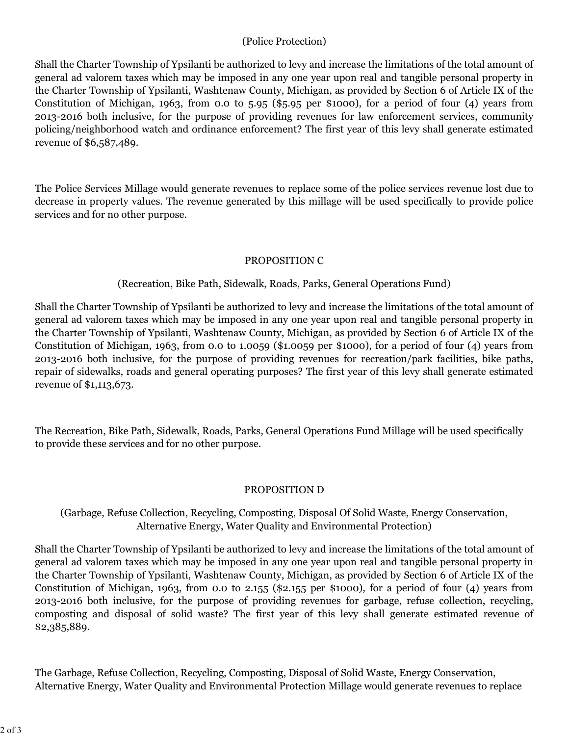(Police Protection)

Shall the Charter Township of Ypsilanti be authorized to levy and increase the limitations of the total amount of general ad valorem taxes which may be imposed in any one year upon real and tangible personal property in the Charter Township of Ypsilanti, Washtenaw County, Michigan, as provided by Section 6 of Article IX of the Constitution of Michigan, 1963, from 0.0 to 5.95 ($5.95 per $1000), for a period of four (4) years from 2013-2016 both inclusive, for the purpose of providing revenues for law enforcement services, community policing/neighborhood watch and ordinance enforcement? The first year of this levy shall generate estimated revenue of $6,587,489.

The Police Services Millage would generate revenues to replace some of the police services revenue lost due to decrease in property values. The revenue generated by this millage will be used specifically to provide police services and for no other purpose.

## PROPOSITION C

(Recreation, Bike Path, Sidewalk, Roads, Parks, General Operations Fund)

Shall the Charter Township of Ypsilanti be authorized to levy and increase the limitations of the total amount of general ad valorem taxes which may be imposed in any one year upon real and tangible personal property in the Charter Township of Ypsilanti, Washtenaw County, Michigan, as provided by Section 6 of Article IX of the Constitution of Michigan, 1963, from 0.0 to 1.0059 ($1.0059 per $1000), for a period of four (4) years from 2013-2016 both inclusive, for the purpose of providing revenues for recreation/park facilities, bike paths, repair of sidewalks, roads and general operating purposes? The first year of this levy shall generate estimated revenue of $1,113,673.

The Recreation, Bike Path, Sidewalk, Roads, Parks, General Operations Fund Millage will be used specifically to provide these services and for no other purpose.

## PROPOSITION D

(Garbage, Refuse Collection, Recycling, Composting, Disposal Of Solid Waste, Energy Conservation, Alternative Energy, Water Quality and Environmental Protection)

Shall the Charter Township of Ypsilanti be authorized to levy and increase the limitations of the total amount of general ad valorem taxes which may be imposed in any one year upon real and tangible personal property in the Charter Township of Ypsilanti, Washtenaw County, Michigan, as provided by Section 6 of Article IX of the Constitution of Michigan, 1963, from 0.0 to 2.155 ($2.155 per $1000), for a period of four (4) years from 2013-2016 both inclusive, for the purpose of providing revenues for garbage, refuse collection, recycling, composting and disposal of solid waste? The first year of this levy shall generate estimated revenue of $2,385,889.

The Garbage, Refuse Collection, Recycling, Composting, Disposal of Solid Waste, Energy Conservation, Alternative Energy, Water Quality and Environmental Protection Millage would generate revenues to replace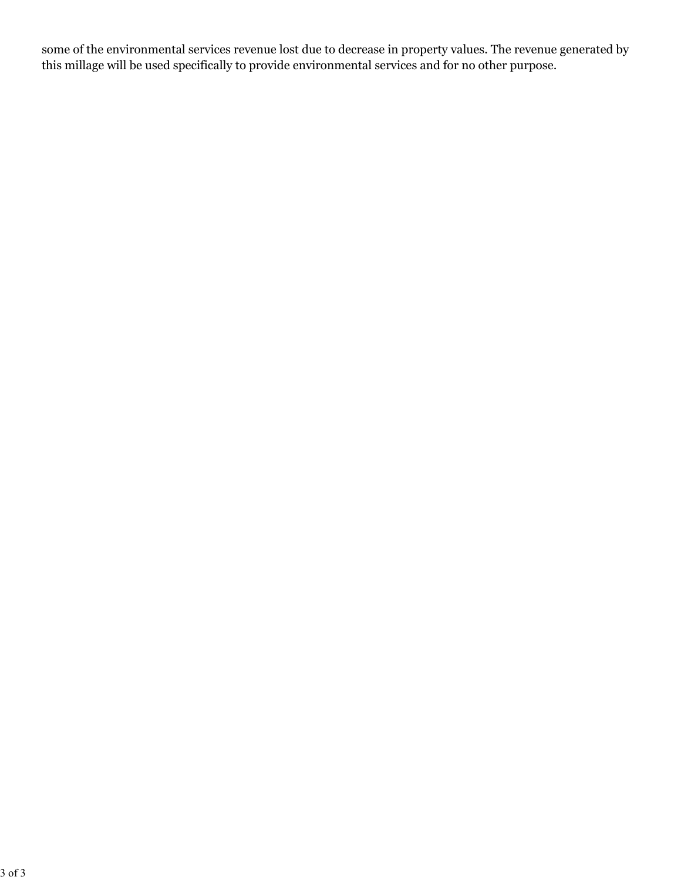some of the environmental services revenue lost due to decrease in property values. The revenue generated by this millage will be used specifically to provide environmental services and for no other purpose.